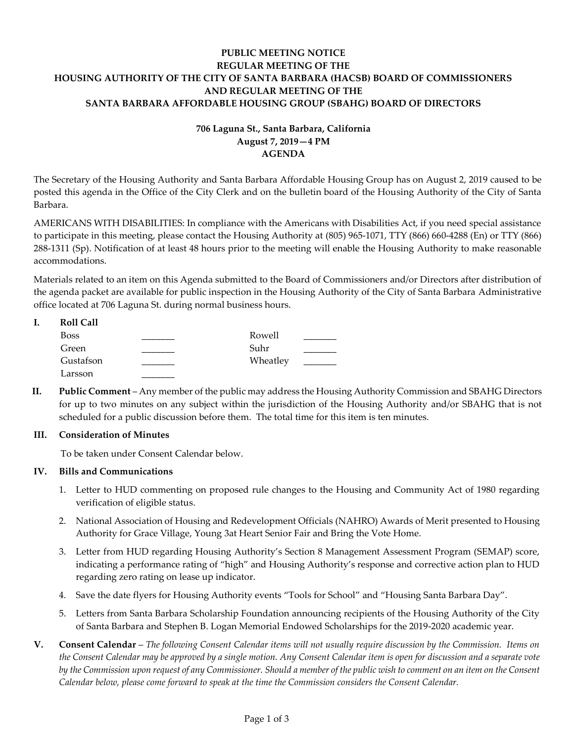**PUBLIC MEETING NOTICE**
**REGULAR MEETING OF THE**
**HOUSING AUTHORITY OF THE CITY OF SANTA BARBARA (HACSB) BOARD OF COMMISSIONERS**
**AND REGULAR MEETING OF THE**
**SANTA BARBARA AFFORDABLE HOUSING GROUP (SBAHG) BOARD OF DIRECTORS**

**706 Laguna St., Santa Barbara, California**
**August 7, 2019—4 PM**
**AGENDA**

The Secretary of the Housing Authority and Santa Barbara Affordable Housing Group has on August 2, 2019 caused to be posted this agenda in the Office of the City Clerk and on the bulletin board of the Housing Authority of the City of Santa Barbara.

AMERICANS WITH DISABILITIES: In compliance with the Americans with Disabilities Act, if you need special assistance to participate in this meeting, please contact the Housing Authority at (805) 965-1071, TTY (866) 660-4288 (En) or TTY (866) 288-1311 (Sp). Notification of at least 48 hours prior to the meeting will enable the Housing Authority to make reasonable accommodations.

Materials related to an item on this Agenda submitted to the Board of Commissioners and/or Directors after distribution of the agenda packet are available for public inspection in the Housing Authority of the City of Santa Barbara Administrative office located at 706 Laguna St. during normal business hours.

**I. Roll Call**

| | | | |
|---|---|---|---|
| Boss | _______ | Rowell | _______ |
| Green | _______ | Suhr | _______ |
| Gustafson | _______ | Wheatley | _______ |
| Larsson | _______ | | |

**II. Public Comment** – Any member of the public may address the Housing Authority Commission and SBAHG Directors for up to two minutes on any subject within the jurisdiction of the Housing Authority and/or SBAHG that is not scheduled for a public discussion before them. The total time for this item is ten minutes.

**III. Consideration of Minutes**

To be taken under Consent Calendar below.

**IV. Bills and Communications**

1. Letter to HUD commenting on proposed rule changes to the Housing and Community Act of 1980 regarding verification of eligible status.
2. National Association of Housing and Redevelopment Officials (NAHRO) Awards of Merit presented to Housing Authority for Grace Village, Young 3at Heart Senior Fair and Bring the Vote Home.
3. Letter from HUD regarding Housing Authority's Section 8 Management Assessment Program (SEMAP) score, indicating a performance rating of "high" and Housing Authority's response and corrective action plan to HUD regarding zero rating on lease up indicator.
4. Save the date flyers for Housing Authority events "Tools for School" and "Housing Santa Barbara Day".
5. Letters from Santa Barbara Scholarship Foundation announcing recipients of the Housing Authority of the City of Santa Barbara and Stephen B. Logan Memorial Endowed Scholarships for the 2019-2020 academic year.

**V. Consent Calendar** – *The following Consent Calendar items will not usually require discussion by the Commission. Items on the Consent Calendar may be approved by a single motion. Any Consent Calendar item is open for discussion and a separate vote by the Commission upon request of any Commissioner. Should a member of the public wish to comment on an item on the Consent Calendar below, please come forward to speak at the time the Commission considers the Consent Calendar.*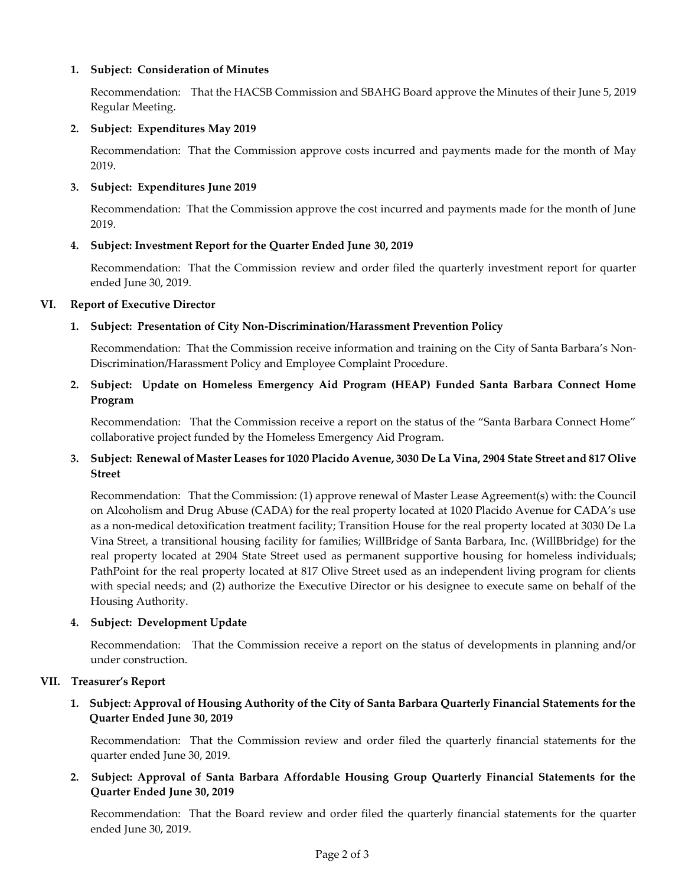1. **Subject: Consideration of Minutes**

   Recommendation: That the HACSB Commission and SBAHG Board approve the Minutes of their June 5, 2019 Regular Meeting.

2. **Subject: Expenditures May 2019**

   Recommendation: That the Commission approve costs incurred and payments made for the month of May 2019.

3. **Subject: Expenditures June 2019**

   Recommendation: That the Commission approve the cost incurred and payments made for the month of June 2019.

4. **Subject: Investment Report for the Quarter Ended June 30, 2019**

   Recommendation: That the Commission review and order filed the quarterly investment report for quarter ended June 30, 2019.

## VI. Report of Executive Director

1. **Subject: Presentation of City Non-Discrimination/Harassment Prevention Policy**

   Recommendation: That the Commission receive information and training on the City of Santa Barbara's Non-Discrimination/Harassment Policy and Employee Complaint Procedure.

2. **Subject: Update on Homeless Emergency Aid Program (HEAP) Funded Santa Barbara Connect Home Program**

   Recommendation: That the Commission receive a report on the status of the "Santa Barbara Connect Home" collaborative project funded by the Homeless Emergency Aid Program.

3. **Subject: Renewal of Master Leases for 1020 Placido Avenue, 3030 De La Vina, 2904 State Street and 817 Olive Street**

   Recommendation: That the Commission: (1) approve renewal of Master Lease Agreement(s) with: the Council on Alcoholism and Drug Abuse (CADA) for the real property located at 1020 Placido Avenue for CADA's use as a non-medical detoxification treatment facility; Transition House for the real property located at 3030 De La Vina Street, a transitional housing facility for families; WillBridge of Santa Barbara, Inc. (WillBbridge) for the real property located at 2904 State Street used as permanent supportive housing for homeless individuals; PathPoint for the real property located at 817 Olive Street used as an independent living program for clients with special needs; and (2) authorize the Executive Director or his designee to execute same on behalf of the Housing Authority.

4. **Subject: Development Update**

   Recommendation: That the Commission receive a report on the status of developments in planning and/or under construction.

## VII. Treasurer's Report

1. **Subject: Approval of Housing Authority of the City of Santa Barbara Quarterly Financial Statements for the Quarter Ended June 30, 2019**

   Recommendation: That the Commission review and order filed the quarterly financial statements for the quarter ended June 30, 2019.

2. **Subject: Approval of Santa Barbara Affordable Housing Group Quarterly Financial Statements for the Quarter Ended June 30, 2019**

   Recommendation: That the Board review and order filed the quarterly financial statements for the quarter ended June 30, 2019.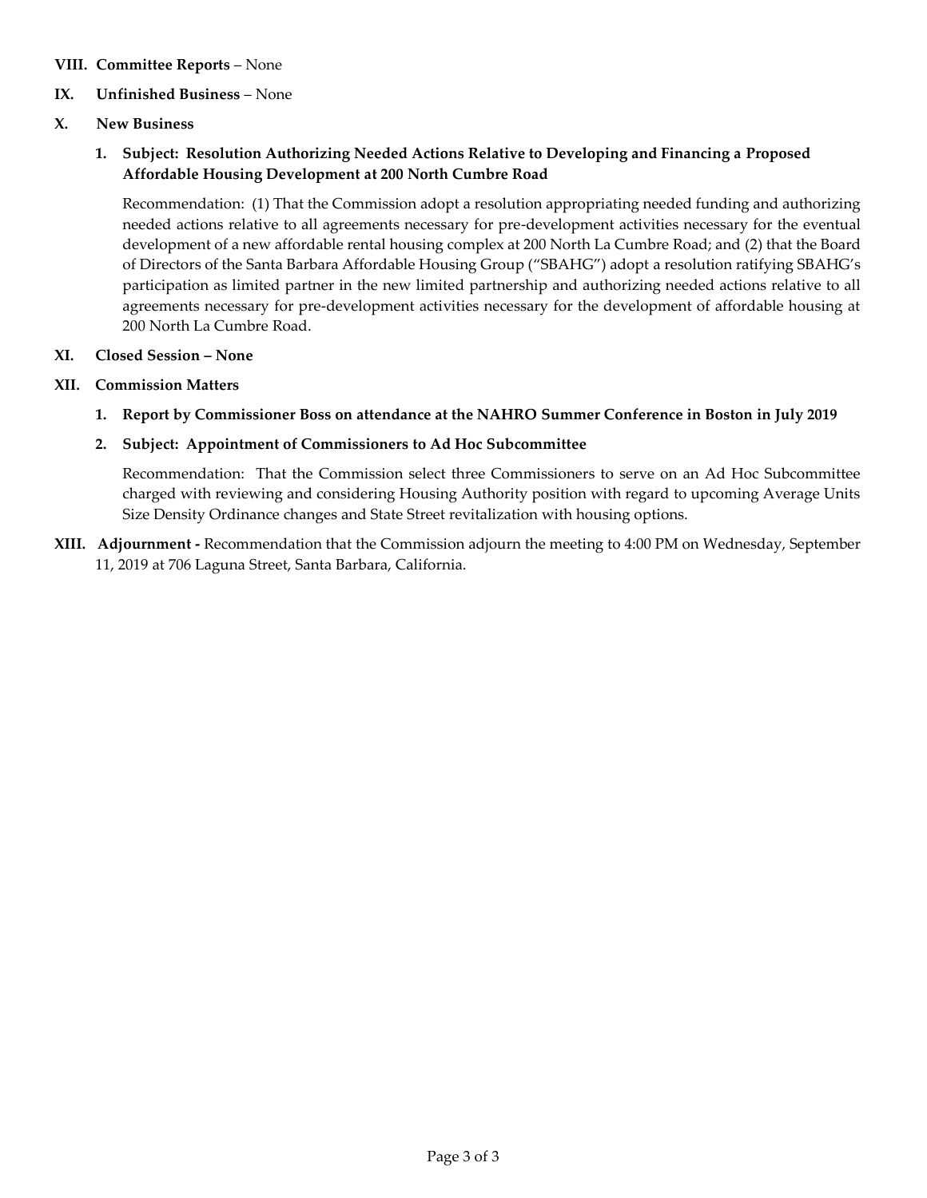**VIII. Committee Reports** – None

**IX. Unfinished Business** – None

**X. New Business**

1. **Subject: Resolution Authorizing Needed Actions Relative to Developing and Financing a Proposed Affordable Housing Development at 200 North Cumbre Road**

   Recommendation: (1) That the Commission adopt a resolution appropriating needed funding and authorizing needed actions relative to all agreements necessary for pre-development activities necessary for the eventual development of a new affordable rental housing complex at 200 North La Cumbre Road; and (2) that the Board of Directors of the Santa Barbara Affordable Housing Group ("SBAHG") adopt a resolution ratifying SBAHG's participation as limited partner in the new limited partnership and authorizing needed actions relative to all agreements necessary for pre-development activities necessary for the development of affordable housing at 200 North La Cumbre Road.

**XI. Closed Session – None**

**XII. Commission Matters**

1. **Report by Commissioner Boss on attendance at the NAHRO Summer Conference in Boston in July 2019**

2. **Subject: Appointment of Commissioners to Ad Hoc Subcommittee**

   Recommendation: That the Commission select three Commissioners to serve on an Ad Hoc Subcommittee charged with reviewing and considering Housing Authority position with regard to upcoming Average Units Size Density Ordinance changes and State Street revitalization with housing options.

**XIII. Adjournment -** Recommendation that the Commission adjourn the meeting to 4:00 PM on Wednesday, September 11, 2019 at 706 Laguna Street, Santa Barbara, California.